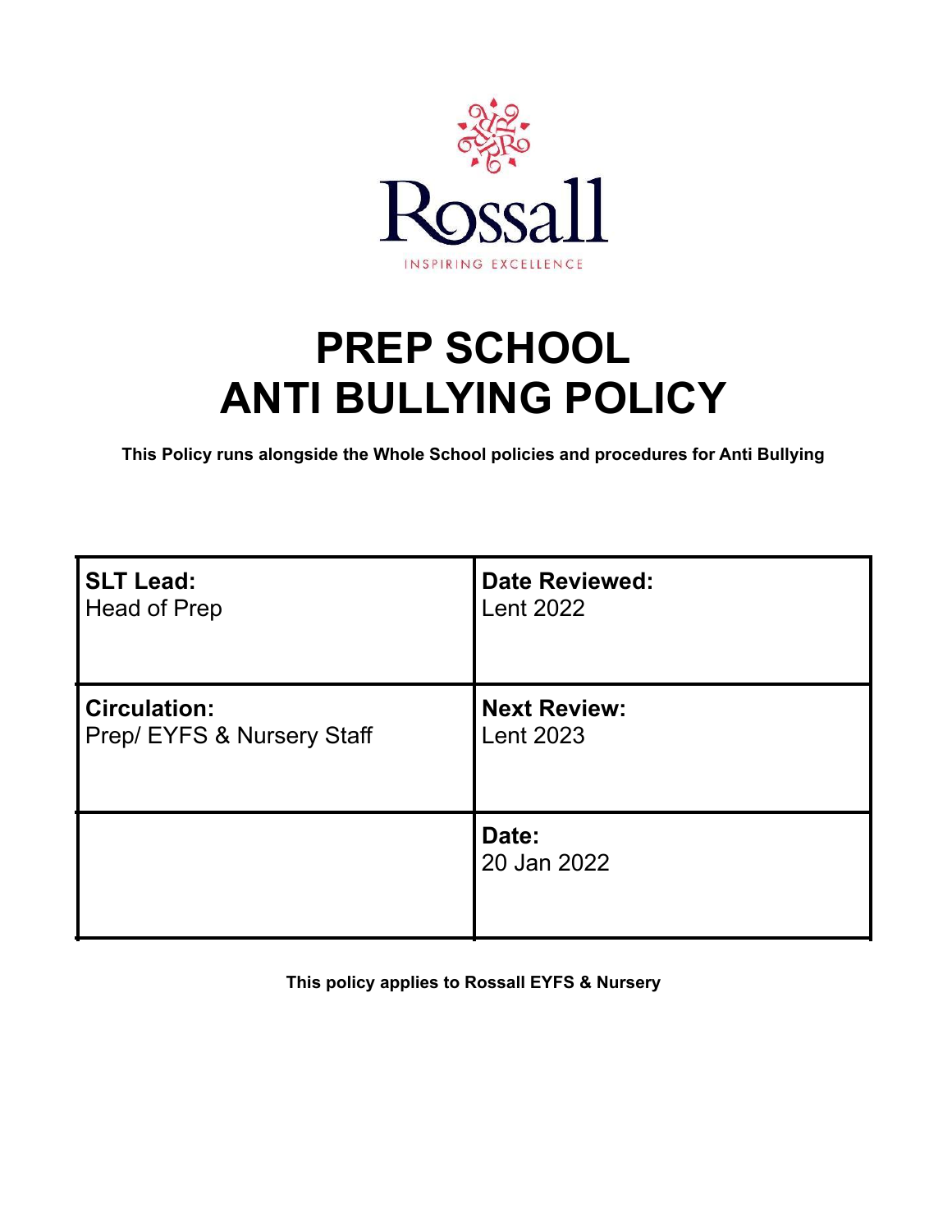Rossall

INSPIRING EXCELLENCE

# PREP SCHOOL
# ANTI BULLYING POLICY

**This Policy runs alongside the Whole School policies and procedures for Anti Bullying**

| **SLT Lead:**<br>Head of Prep | **Date Reviewed:**<br>Lent 2022 |
|---|---|
| **Circulation:**<br>Prep/ EYFS & Nursery Staff | **Next Review:**<br>Lent 2023 |
| | **Date:**<br>20 Jan 2022 |

**This policy applies to Rossall EYFS & Nursery**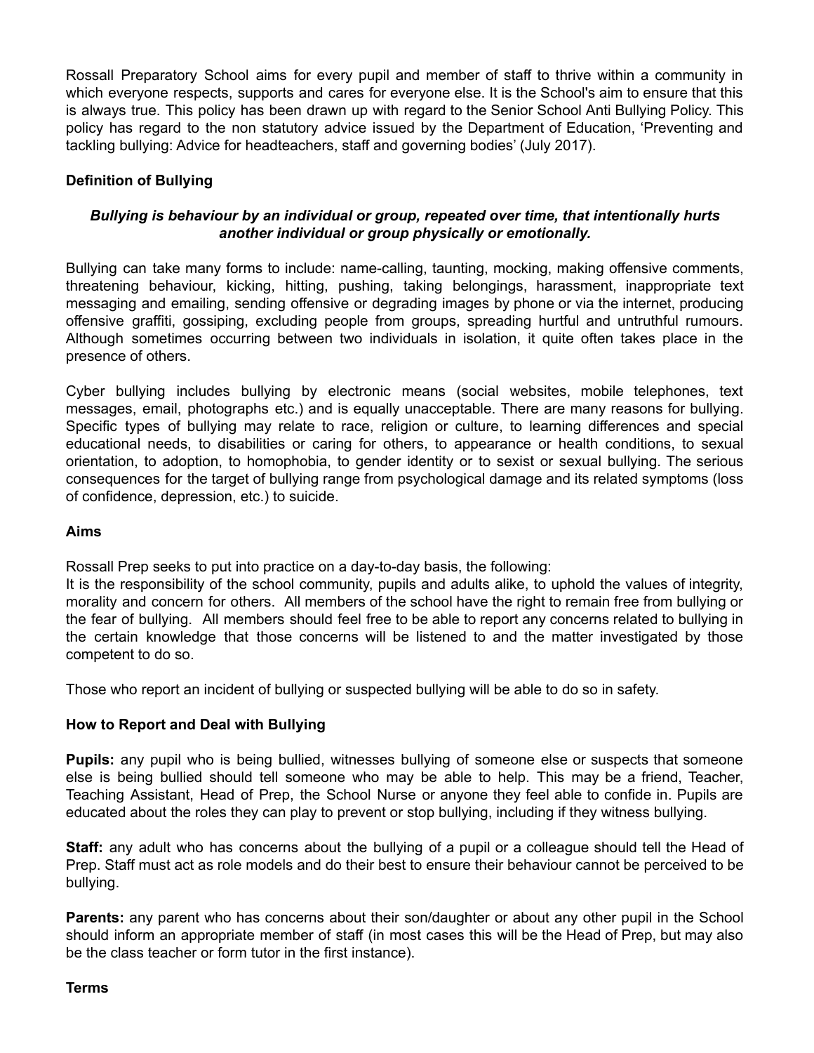Rossall Preparatory School aims for every pupil and member of staff to thrive within a community in which everyone respects, supports and cares for everyone else. It is the School's aim to ensure that this is always true. This policy has been drawn up with regard to the Senior School Anti Bullying Policy. This policy has regard to the non statutory advice issued by the Department of Education, 'Preventing and tackling bullying: Advice for headteachers, staff and governing bodies' (July 2017).

**Definition of Bullying**

***Bullying is behaviour by an individual or group, repeated over time, that intentionally hurts another individual or group physically or emotionally.***

Bullying can take many forms to include: name-calling, taunting, mocking, making offensive comments, threatening behaviour, kicking, hitting, pushing, taking belongings, harassment, inappropriate text messaging and emailing, sending offensive or degrading images by phone or via the internet, producing offensive graffiti, gossiping, excluding people from groups, spreading hurtful and untruthful rumours. Although sometimes occurring between two individuals in isolation, it quite often takes place in the presence of others.

Cyber bullying includes bullying by electronic means (social websites, mobile telephones, text messages, email, photographs etc.) and is equally unacceptable. There are many reasons for bullying. Specific types of bullying may relate to race, religion or culture, to learning differences and special educational needs, to disabilities or caring for others, to appearance or health conditions, to sexual orientation, to adoption, to homophobia, to gender identity or to sexist or sexual bullying. The serious consequences for the target of bullying range from psychological damage and its related symptoms (loss of confidence, depression, etc.) to suicide.

**Aims**

Rossall Prep seeks to put into practice on a day-to-day basis, the following:
It is the responsibility of the school community, pupils and adults alike, to uphold the values of integrity, morality and concern for others. All members of the school have the right to remain free from bullying or the fear of bullying. All members should feel free to be able to report any concerns related to bullying in the certain knowledge that those concerns will be listened to and the matter investigated by those competent to do so.

Those who report an incident of bullying or suspected bullying will be able to do so in safety.

**How to Report and Deal with Bullying**

**Pupils:** any pupil who is being bullied, witnesses bullying of someone else or suspects that someone else is being bullied should tell someone who may be able to help. This may be a friend, Teacher, Teaching Assistant, Head of Prep, the School Nurse or anyone they feel able to confide in. Pupils are educated about the roles they can play to prevent or stop bullying, including if they witness bullying.

**Staff:** any adult who has concerns about the bullying of a pupil or a colleague should tell the Head of Prep. Staff must act as role models and do their best to ensure their behaviour cannot be perceived to be bullying.

**Parents:** any parent who has concerns about their son/daughter or about any other pupil in the School should inform an appropriate member of staff (in most cases this will be the Head of Prep, but may also be the class teacher or form tutor in the first instance).

**Terms**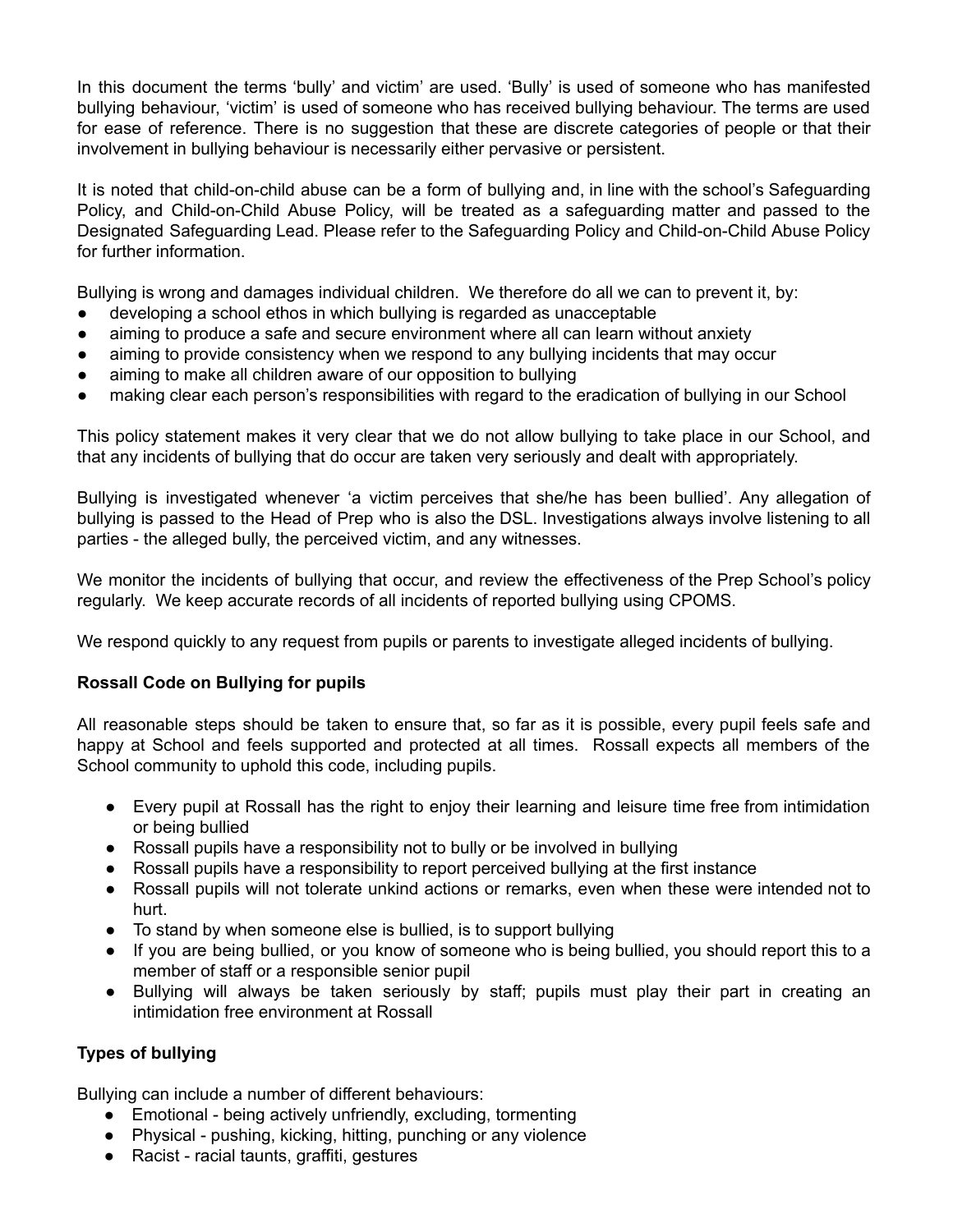In this document the terms 'bully' and victim' are used. 'Bully' is used of someone who has manifested bullying behaviour, 'victim' is used of someone who has received bullying behaviour. The terms are used for ease of reference. There is no suggestion that these are discrete categories of people or that their involvement in bullying behaviour is necessarily either pervasive or persistent.

It is noted that child-on-child abuse can be a form of bullying and, in line with the school's Safeguarding Policy, and Child-on-Child Abuse Policy, will be treated as a safeguarding matter and passed to the Designated Safeguarding Lead. Please refer to the Safeguarding Policy and Child-on-Child Abuse Policy for further information.

Bullying is wrong and damages individual children. We therefore do all we can to prevent it, by:

- developing a school ethos in which bullying is regarded as unacceptable
- aiming to produce a safe and secure environment where all can learn without anxiety
- aiming to provide consistency when we respond to any bullying incidents that may occur
- aiming to make all children aware of our opposition to bullying
- making clear each person's responsibilities with regard to the eradication of bullying in our School

This policy statement makes it very clear that we do not allow bullying to take place in our School, and that any incidents of bullying that do occur are taken very seriously and dealt with appropriately.

Bullying is investigated whenever 'a victim perceives that she/he has been bullied'. Any allegation of bullying is passed to the Head of Prep who is also the DSL. Investigations always involve listening to all parties - the alleged bully, the perceived victim, and any witnesses.

We monitor the incidents of bullying that occur, and review the effectiveness of the Prep School's policy regularly. We keep accurate records of all incidents of reported bullying using CPOMS.

We respond quickly to any request from pupils or parents to investigate alleged incidents of bullying.

**Rossall Code on Bullying for pupils**

All reasonable steps should be taken to ensure that, so far as it is possible, every pupil feels safe and happy at School and feels supported and protected at all times. Rossall expects all members of the School community to uphold this code, including pupils.

- Every pupil at Rossall has the right to enjoy their learning and leisure time free from intimidation or being bullied
- Rossall pupils have a responsibility not to bully or be involved in bullying
- Rossall pupils have a responsibility to report perceived bullying at the first instance
- Rossall pupils will not tolerate unkind actions or remarks, even when these were intended not to hurt.
- To stand by when someone else is bullied, is to support bullying
- If you are being bullied, or you know of someone who is being bullied, you should report this to a member of staff or a responsible senior pupil
- Bullying will always be taken seriously by staff; pupils must play their part in creating an intimidation free environment at Rossall

**Types of bullying**

Bullying can include a number of different behaviours:

- Emotional - being actively unfriendly, excluding, tormenting
- Physical - pushing, kicking, hitting, punching or any violence
- Racist - racial taunts, graffiti, gestures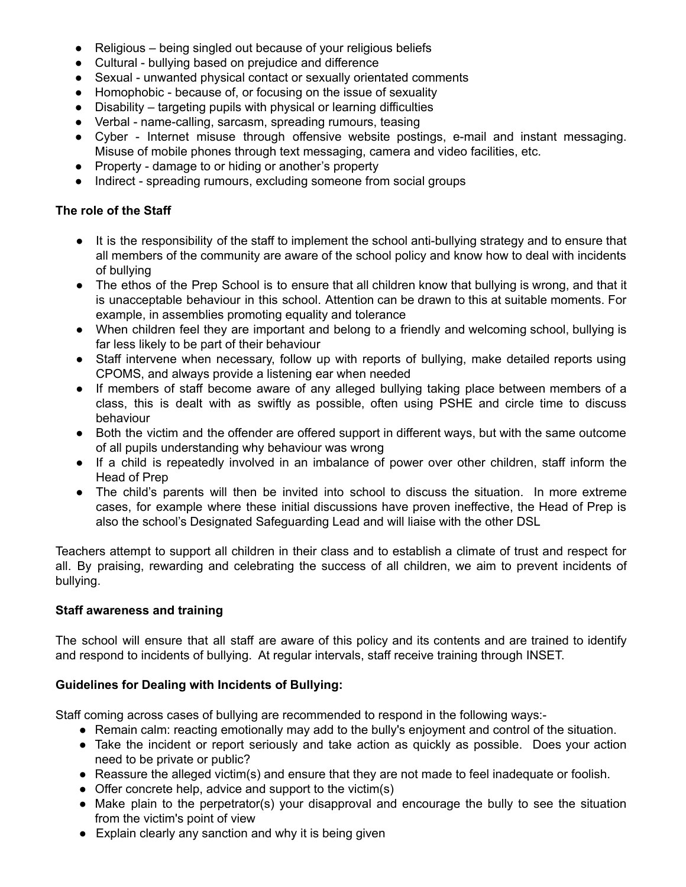- Religious – being singled out because of your religious beliefs
- Cultural - bullying based on prejudice and difference
- Sexual - unwanted physical contact or sexually orientated comments
- Homophobic - because of, or focusing on the issue of sexuality
- Disability – targeting pupils with physical or learning difficulties
- Verbal - name-calling, sarcasm, spreading rumours, teasing
- Cyber - Internet misuse through offensive website postings, e-mail and instant messaging. Misuse of mobile phones through text messaging, camera and video facilities, etc.
- Property - damage to or hiding or another's property
- Indirect - spreading rumours, excluding someone from social groups

**The role of the Staff**

- It is the responsibility of the staff to implement the school anti-bullying strategy and to ensure that all members of the community are aware of the school policy and know how to deal with incidents of bullying
- The ethos of the Prep School is to ensure that all children know that bullying is wrong, and that it is unacceptable behaviour in this school. Attention can be drawn to this at suitable moments. For example, in assemblies promoting equality and tolerance
- When children feel they are important and belong to a friendly and welcoming school, bullying is far less likely to be part of their behaviour
- Staff intervene when necessary, follow up with reports of bullying, make detailed reports using CPOMS, and always provide a listening ear when needed
- If members of staff become aware of any alleged bullying taking place between members of a class, this is dealt with as swiftly as possible, often using PSHE and circle time to discuss behaviour
- Both the victim and the offender are offered support in different ways, but with the same outcome of all pupils understanding why behaviour was wrong
- If a child is repeatedly involved in an imbalance of power over other children, staff inform the Head of Prep
- The child's parents will then be invited into school to discuss the situation. In more extreme cases, for example where these initial discussions have proven ineffective, the Head of Prep is also the school's Designated Safeguarding Lead and will liaise with the other DSL

Teachers attempt to support all children in their class and to establish a climate of trust and respect for all. By praising, rewarding and celebrating the success of all children, we aim to prevent incidents of bullying.

**Staff awareness and training**

The school will ensure that all staff are aware of this policy and its contents and are trained to identify and respond to incidents of bullying. At regular intervals, staff receive training through INSET.

**Guidelines for Dealing with Incidents of Bullying:**

Staff coming across cases of bullying are recommended to respond in the following ways:-

- Remain calm: reacting emotionally may add to the bully's enjoyment and control of the situation.
- Take the incident or report seriously and take action as quickly as possible. Does your action need to be private or public?
- Reassure the alleged victim(s) and ensure that they are not made to feel inadequate or foolish.
- Offer concrete help, advice and support to the victim(s)
- Make plain to the perpetrator(s) your disapproval and encourage the bully to see the situation from the victim's point of view
- Explain clearly any sanction and why it is being given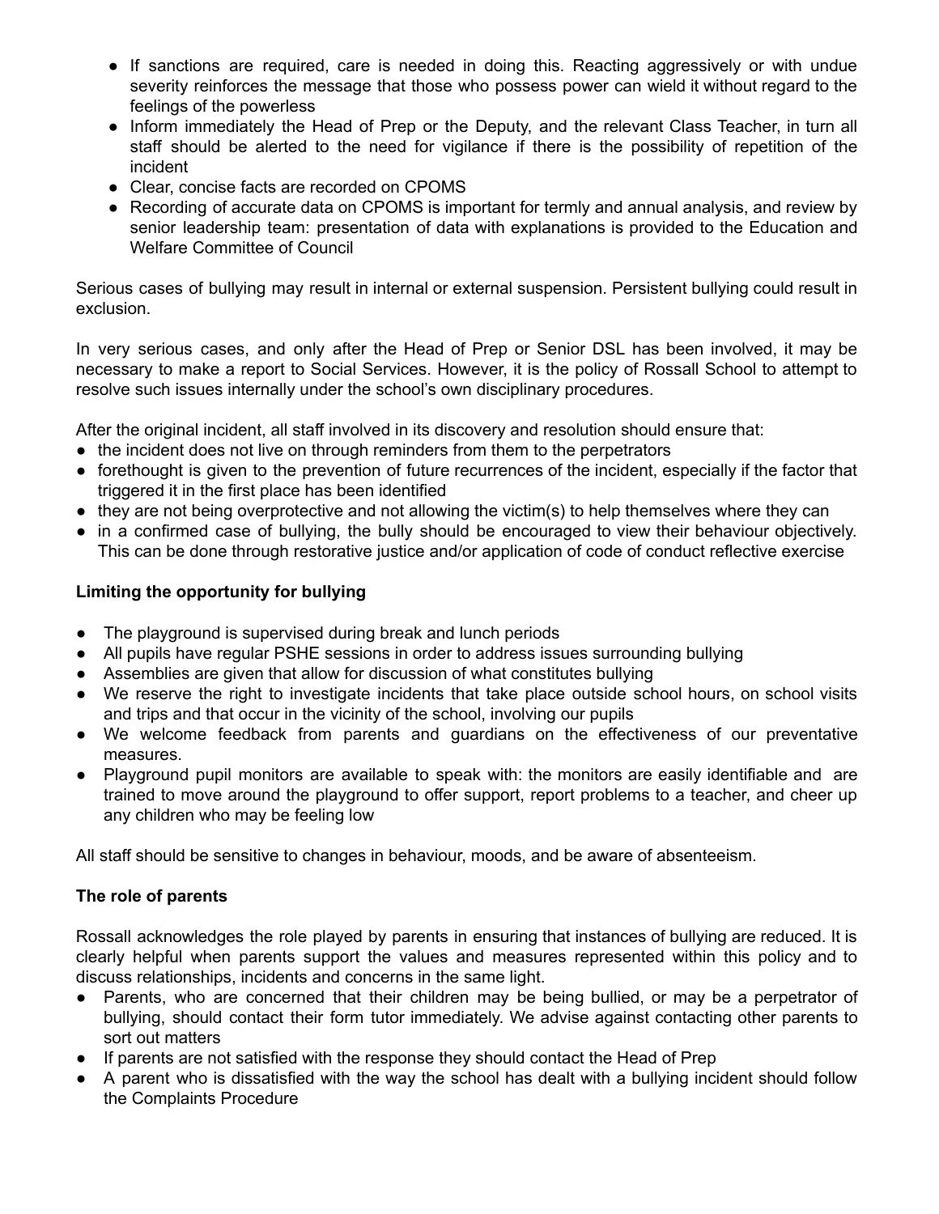- If sanctions are required, care is needed in doing this. Reacting aggressively or with undue severity reinforces the message that those who possess power can wield it without regard to the feelings of the powerless
- Inform immediately the Head of Prep or the Deputy, and the relevant Class Teacher, in turn all staff should be alerted to the need for vigilance if there is the possibility of repetition of the incident
- Clear, concise facts are recorded on CPOMS
- Recording of accurate data on CPOMS is important for termly and annual analysis, and review by senior leadership team: presentation of data with explanations is provided to the Education and Welfare Committee of Council

Serious cases of bullying may result in internal or external suspension. Persistent bullying could result in exclusion.

In very serious cases, and only after the Head of Prep or Senior DSL has been involved, it may be necessary to make a report to Social Services. However, it is the policy of Rossall School to attempt to resolve such issues internally under the school's own disciplinary procedures.

After the original incident, all staff involved in its discovery and resolution should ensure that:

- the incident does not live on through reminders from them to the perpetrators
- forethought is given to the prevention of future recurrences of the incident, especially if the factor that triggered it in the first place has been identified
- they are not being overprotective and not allowing the victim(s) to help themselves where they can
- in a confirmed case of bullying, the bully should be encouraged to view their behaviour objectively. This can be done through restorative justice and/or application of code of conduct reflective exercise

**Limiting the opportunity for bullying**

- The playground is supervised during break and lunch periods
- All pupils have regular PSHE sessions in order to address issues surrounding bullying
- Assemblies are given that allow for discussion of what constitutes bullying
- We reserve the right to investigate incidents that take place outside school hours, on school visits and trips and that occur in the vicinity of the school, involving our pupils
- We welcome feedback from parents and guardians on the effectiveness of our preventative measures.
- Playground pupil monitors are available to speak with: the monitors are easily identifiable and are trained to move around the playground to offer support, report problems to a teacher, and cheer up any children who may be feeling low

All staff should be sensitive to changes in behaviour, moods, and be aware of absenteeism.

**The role of parents**

Rossall acknowledges the role played by parents in ensuring that instances of bullying are reduced. It is clearly helpful when parents support the values and measures represented within this policy and to discuss relationships, incidents and concerns in the same light.

- Parents, who are concerned that their children may be being bullied, or may be a perpetrator of bullying, should contact their form tutor immediately. We advise against contacting other parents to sort out matters
- If parents are not satisfied with the response they should contact the Head of Prep
- A parent who is dissatisfied with the way the school has dealt with a bullying incident should follow the Complaints Procedure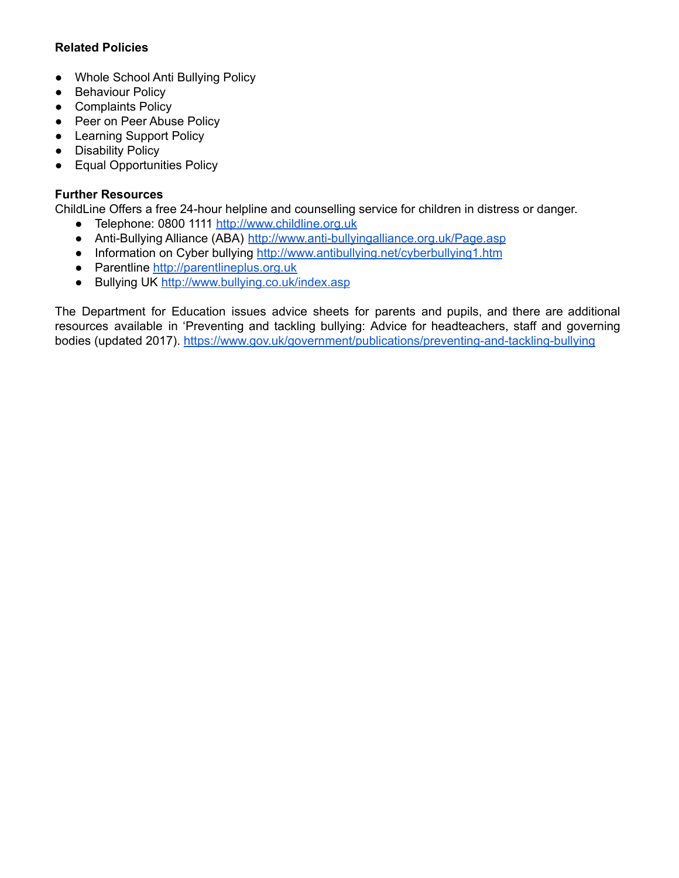**Related Policies**

- Whole School Anti Bullying Policy
- Behaviour Policy
- Complaints Policy
- Peer on Peer Abuse Policy
- Learning Support Policy
- Disability Policy
- Equal Opportunities Policy

**Further Resources**

ChildLine Offers a free 24-hour helpline and counselling service for children in distress or danger.

- Telephone: 0800 1111 http://www.childline.org.uk
- Anti-Bullying Alliance (ABA) http://www.anti-bullyingalliance.org.uk/Page.asp
- Information on Cyber bullying http://www.antibullying.net/cyberbullying1.htm
- Parentline http://parentlineplus.org.uk
- Bullying UK http://www.bullying.co.uk/index.asp

The Department for Education issues advice sheets for parents and pupils, and there are additional resources available in 'Preventing and tackling bullying: Advice for headteachers, staff and governing bodies (updated 2017). https://www.gov.uk/government/publications/preventing-and-tackling-bullying